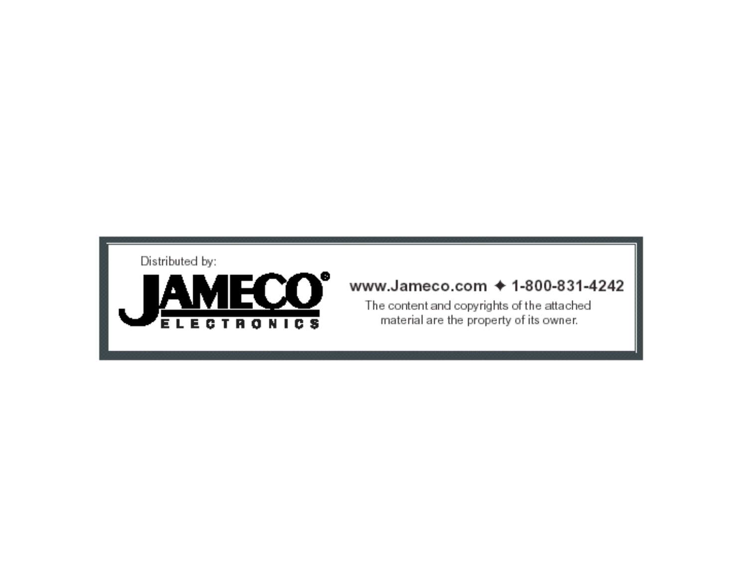Distributed by:

**JAMECO®**
**ELECTRONICS**

**www.Jameco.com ✦ 1-800-831-4242**

The content and copyrights of the attached material are the property of its owner.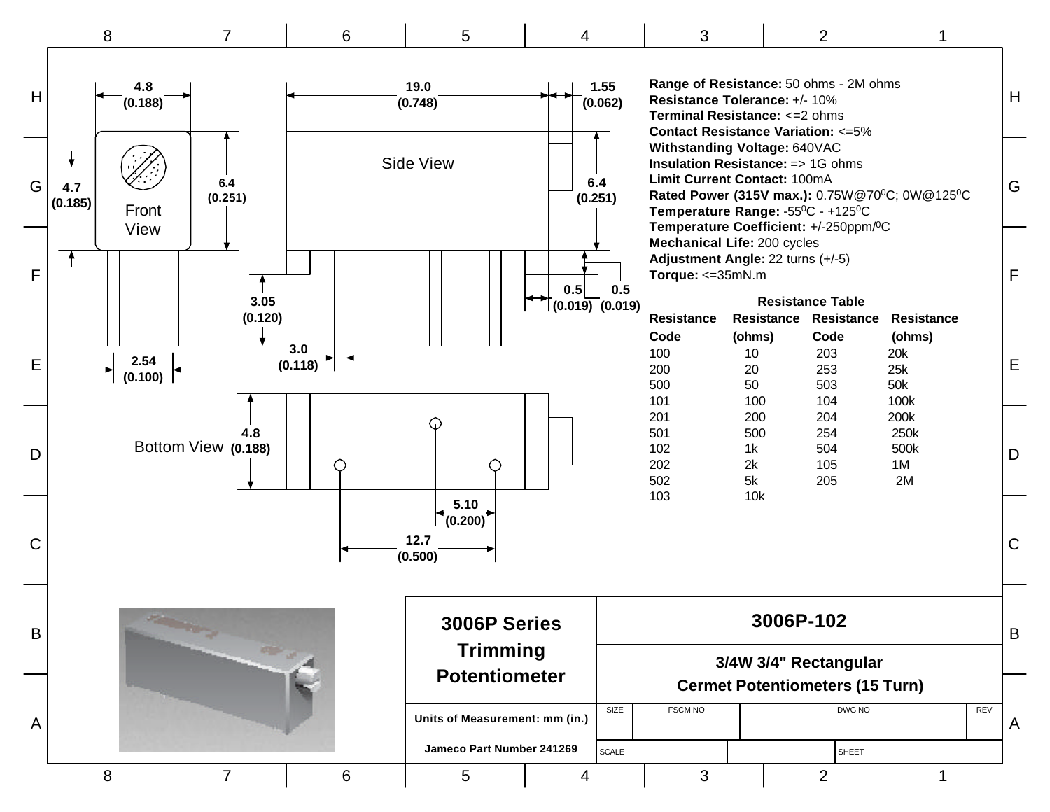**Range of Resistance:** 50 ohms - 2M ohms
**Resistance Tolerance:** +/- 10%
**Terminal Resistance:** <=2 ohms
**Contact Resistance Variation:** <=5%
**Withstanding Voltage:** 640VAC
**Insulation Resistance:** => 1G ohms
**Limit Current Contact:** 100mA
**Rated Power (315V max.):** 0.75W@70$^0$C; 0W@125$^0$C
**Temperature Range:** -55$^0$C - +125$^0$C
**Temperature Coefficient:** +/-250ppm/$^0$C
**Mechanical Life:** 200 cycles
**Adjustment Angle:** 22 turns (+/-5)
**Torque:** <=35mN.m

**Resistance Table**

| Resistance Code | Resistance (ohms) | Resistance Code | Resistance (ohms) |
|---|---|---|---|
| 100 | 10 | 203 | 20k |
| 200 | 20 | 253 | 25k |
| 500 | 50 | 503 | 50k |
| 101 | 100 | 104 | 100k |
| 201 | 200 | 204 | 200k |
| 501 | 500 | 254 | 250k |
| 102 | 1k | 504 | 500k |
| 202 | 2k | 105 | 1M |
| 502 | 5k | 205 | 2M |
| 103 | 10k | | |

Front View
4.8 (0.188)
4.7 (0.185)
6.4 (0.251)
2.54 (0.100)

Side View
19.0 (0.748)
1.55 (0.062)
6.4 (0.251)
3.05 (0.120)
3.0 (0.118)
0.5 (0.019)
0.5 (0.019)

Bottom View
4.8 (0.188)
5.10 (0.200)
12.7 (0.500)

**3006P Series Trimming Potentiometer**

**3006P-102**

**3/4W 3/4" Rectangular Cermet Potentiometers (15 Turn)**

**Units of Measurement: mm (in.)**

**Jameco Part Number 241269**

SIZE | FSCM NO | DWG NO | REV
SCALE | SHEET